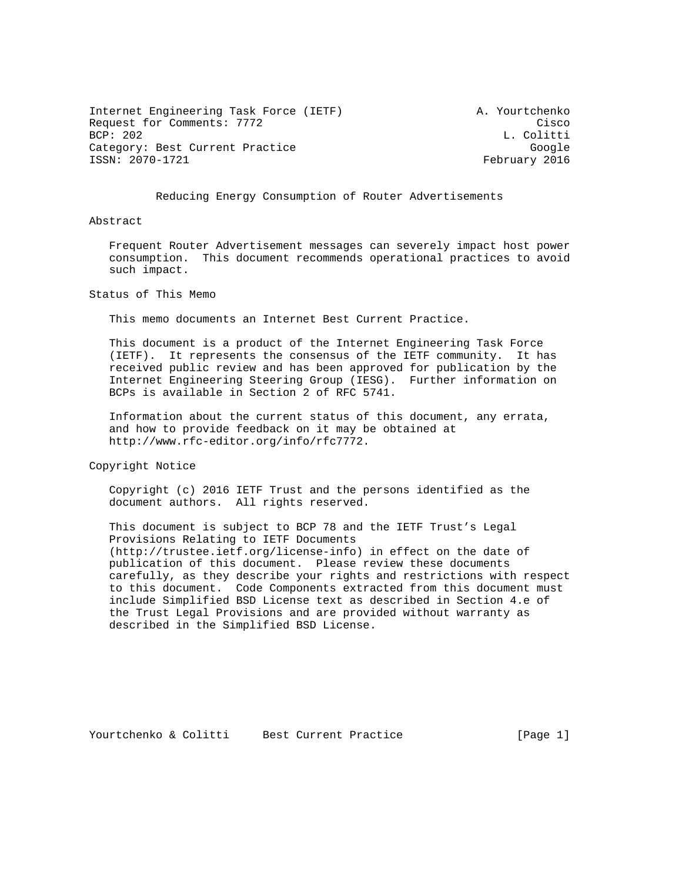Internet Engineering Task Force (IETF) — A. Yourtchenko, Cisco
Request for Comments: 7772 — L. Colitti, Google
BCP: 202
Category: Best Current Practice
ISSN: 2070-1721
February 2016

# Reducing Energy Consumption of Router Advertisements

## Abstract

Frequent Router Advertisement messages can severely impact host power consumption. This document recommends operational practices to avoid such impact.

## Status of This Memo

This memo documents an Internet Best Current Practice.

This document is a product of the Internet Engineering Task Force (IETF). It represents the consensus of the IETF community. It has received public review and has been approved for publication by the Internet Engineering Steering Group (IESG). Further information on BCPs is available in Section 2 of RFC 5741.

Information about the current status of this document, any errata, and how to provide feedback on it may be obtained at http://www.rfc-editor.org/info/rfc7772.

## Copyright Notice

Copyright (c) 2016 IETF Trust and the persons identified as the document authors. All rights reserved.

This document is subject to BCP 78 and the IETF Trust's Legal Provisions Relating to IETF Documents (http://trustee.ietf.org/license-info) in effect on the date of publication of this document. Please review these documents carefully, as they describe your rights and restrictions with respect to this document. Code Components extracted from this document must include Simplified BSD License text as described in Section 4.e of the Trust Legal Provisions and are provided without warranty as described in the Simplified BSD License.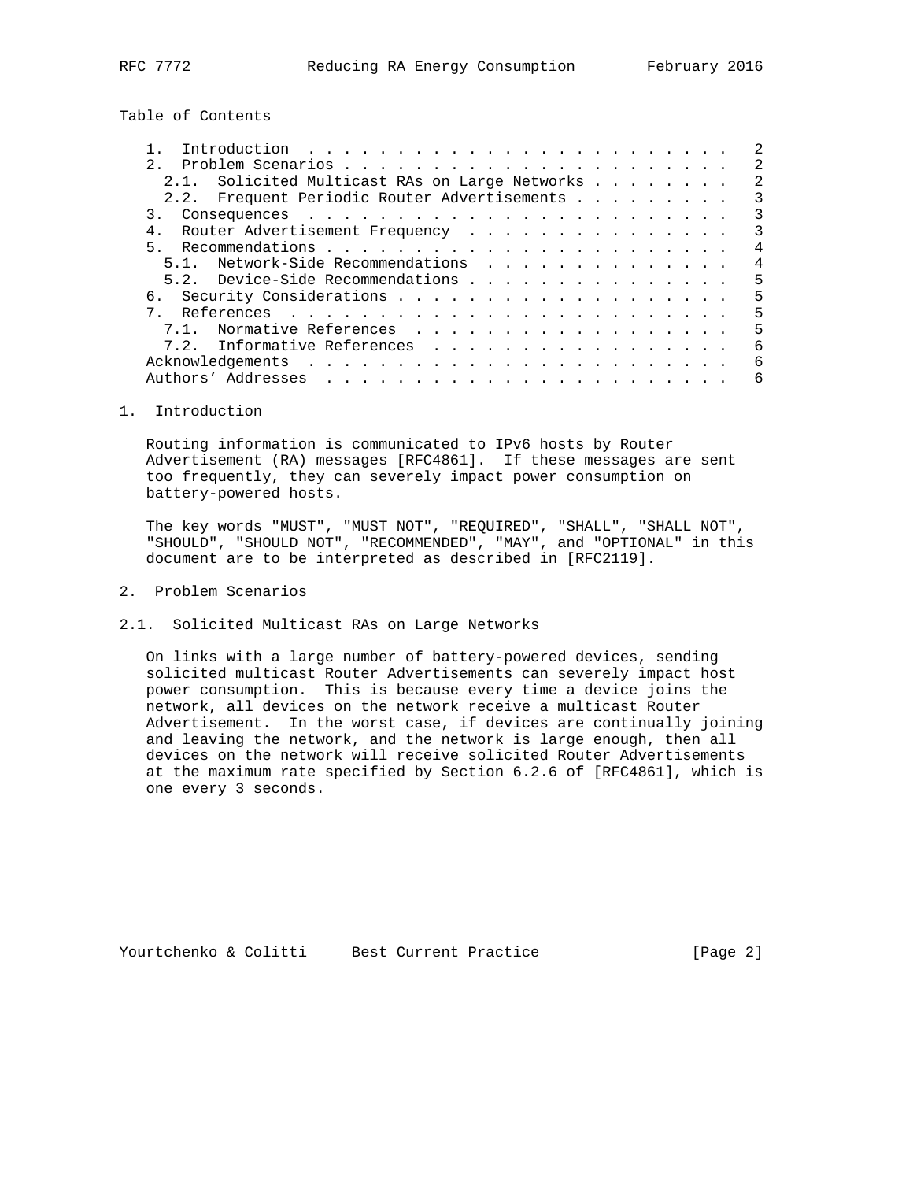Table of Contents

```
   1.  Introduction  . . . . . . . . . . . . . . . . . . . . . . . .   2
   2.  Problem Scenarios . . . . . . . . . . . . . . . . . . . . . .   2
     2.1.  Solicited Multicast RAs on Large Networks . . . . . . . .   2
     2.2.  Frequent Periodic Router Advertisements . . . . . . . . .   3
   3.  Consequences  . . . . . . . . . . . . . . . . . . . . . . . .   3
   4.  Router Advertisement Frequency  . . . . . . . . . . . . . . .   3
   5.  Recommendations . . . . . . . . . . . . . . . . . . . . . . .   4
     5.1.  Network-Side Recommendations  . . . . . . . . . . . . . .   4
     5.2.  Device-Side Recommendations . . . . . . . . . . . . . . .   5
   6.  Security Considerations . . . . . . . . . . . . . . . . . . .   5
   7.  References  . . . . . . . . . . . . . . . . . . . . . . . . .   5
     7.1.  Normative References  . . . . . . . . . . . . . . . . . .   5
     7.2.  Informative References  . . . . . . . . . . . . . . . . .   6
   Acknowledgements  . . . . . . . . . . . . . . . . . . . . . . . .   6
   Authors' Addresses  . . . . . . . . . . . . . . . . . . . . . . .   6
```

## 1. Introduction

Routing information is communicated to IPv6 hosts by Router Advertisement (RA) messages [RFC4861]. If these messages are sent too frequently, they can severely impact power consumption on battery-powered hosts.

The key words "MUST", "MUST NOT", "REQUIRED", "SHALL", "SHALL NOT", "SHOULD", "SHOULD NOT", "RECOMMENDED", "MAY", and "OPTIONAL" in this document are to be interpreted as described in [RFC2119].

## 2. Problem Scenarios

### 2.1. Solicited Multicast RAs on Large Networks

On links with a large number of battery-powered devices, sending solicited multicast Router Advertisements can severely impact host power consumption. This is because every time a device joins the network, all devices on the network receive a multicast Router Advertisement. In the worst case, if devices are continually joining and leaving the network, and the network is large enough, then all devices on the network will receive solicited Router Advertisements at the maximum rate specified by Section 6.2.6 of [RFC4861], which is one every 3 seconds.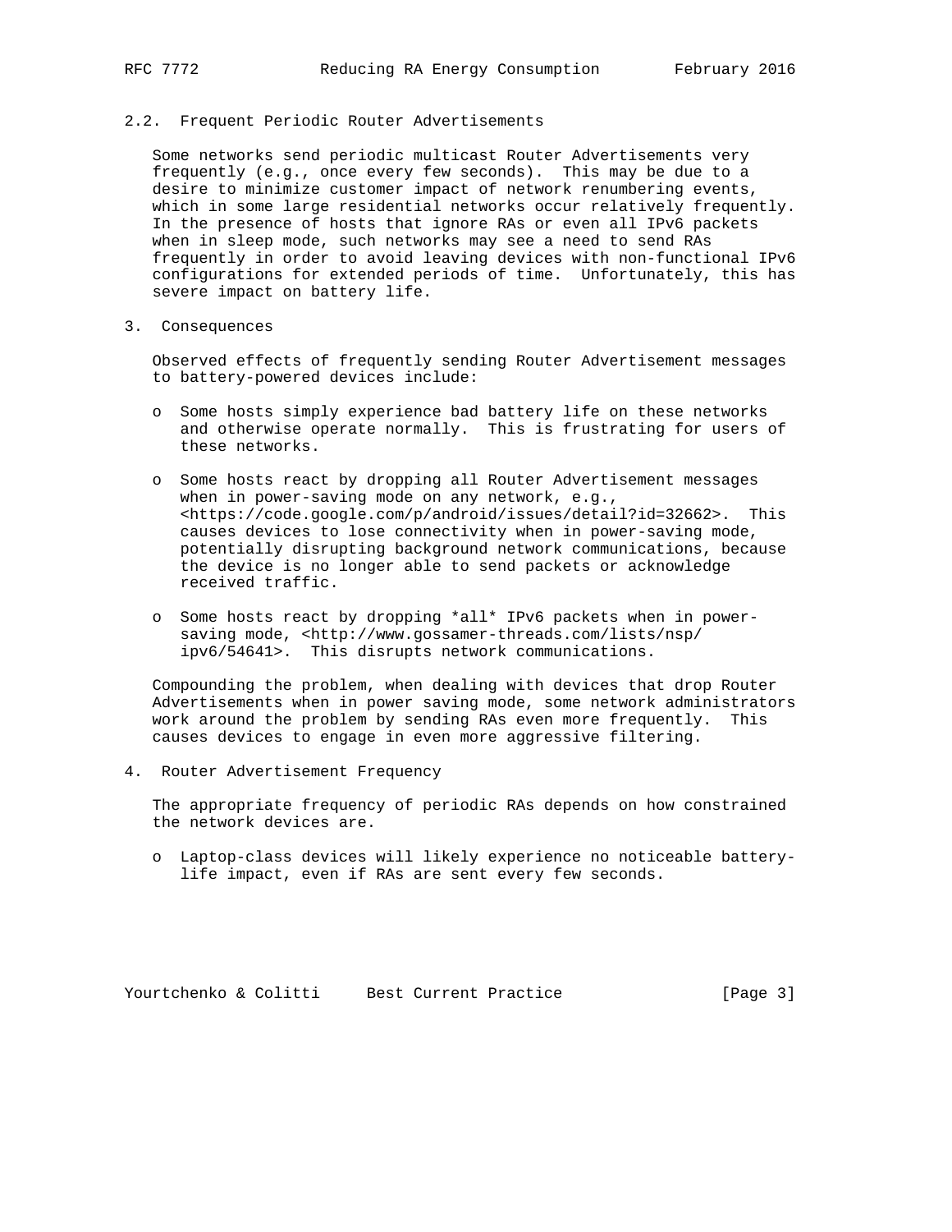### 2.2. Frequent Periodic Router Advertisements

Some networks send periodic multicast Router Advertisements very frequently (e.g., once every few seconds). This may be due to a desire to minimize customer impact of network renumbering events, which in some large residential networks occur relatively frequently. In the presence of hosts that ignore RAs or even all IPv6 packets when in sleep mode, such networks may see a need to send RAs frequently in order to avoid leaving devices with non-functional IPv6 configurations for extended periods of time. Unfortunately, this has severe impact on battery life.

## 3. Consequences

Observed effects of frequently sending Router Advertisement messages to battery-powered devices include:

- Some hosts simply experience bad battery life on these networks and otherwise operate normally. This is frustrating for users of these networks.

- Some hosts react by dropping all Router Advertisement messages when in power-saving mode on any network, e.g., <https://code.google.com/p/android/issues/detail?id=32662>. This causes devices to lose connectivity when in power-saving mode, potentially disrupting background network communications, because the device is no longer able to send packets or acknowledge received traffic.

- Some hosts react by dropping *all* IPv6 packets when in power-saving mode, <http://www.gossamer-threads.com/lists/nsp/ipv6/54641>. This disrupts network communications.

Compounding the problem, when dealing with devices that drop Router Advertisements when in power saving mode, some network administrators work around the problem by sending RAs even more frequently. This causes devices to engage in even more aggressive filtering.

## 4. Router Advertisement Frequency

The appropriate frequency of periodic RAs depends on how constrained the network devices are.

- Laptop-class devices will likely experience no noticeable battery-life impact, even if RAs are sent every few seconds.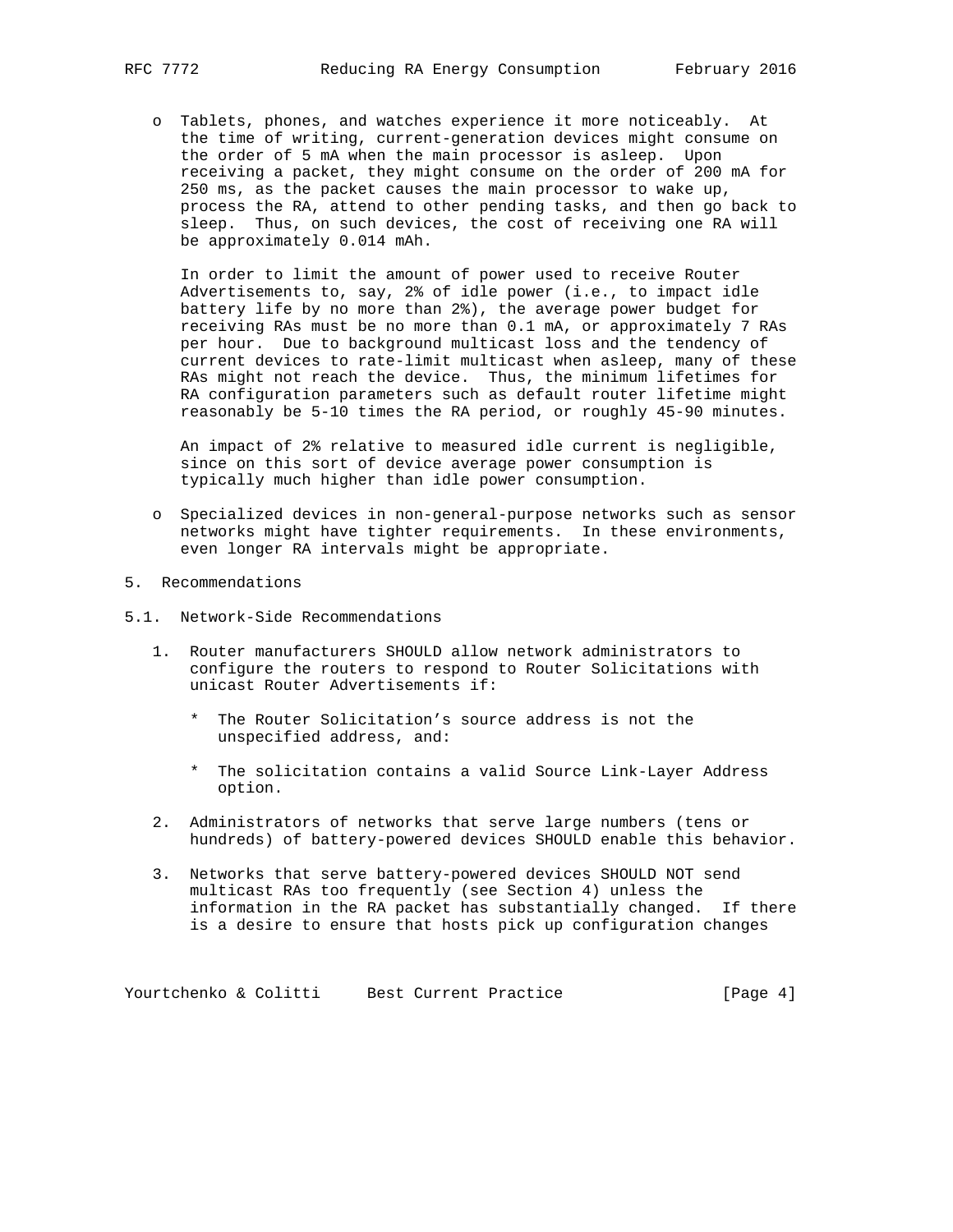- Tablets, phones, and watches experience it more noticeably. At the time of writing, current-generation devices might consume on the order of 5 mA when the main processor is asleep. Upon receiving a packet, they might consume on the order of 200 mA for 250 ms, as the packet causes the main processor to wake up, process the RA, attend to other pending tasks, and then go back to sleep. Thus, on such devices, the cost of receiving one RA will be approximately 0.014 mAh.

  In order to limit the amount of power used to receive Router Advertisements to, say, 2% of idle power (i.e., to impact idle battery life by no more than 2%), the average power budget for receiving RAs must be no more than 0.1 mA, or approximately 7 RAs per hour. Due to background multicast loss and the tendency of current devices to rate-limit multicast when asleep, many of these RAs might not reach the device. Thus, the minimum lifetimes for RA configuration parameters such as default router lifetime might reasonably be 5-10 times the RA period, or roughly 45-90 minutes.

  An impact of 2% relative to measured idle current is negligible, since on this sort of device average power consumption is typically much higher than idle power consumption.

- Specialized devices in non-general-purpose networks such as sensor networks might have tighter requirements. In these environments, even longer RA intervals might be appropriate.

## 5. Recommendations

### 5.1. Network-Side Recommendations

1. Router manufacturers SHOULD allow network administrators to configure the routers to respond to Router Solicitations with unicast Router Advertisements if:

   * The Router Solicitation's source address is not the unspecified address, and:

   * The solicitation contains a valid Source Link-Layer Address option.

2. Administrators of networks that serve large numbers (tens or hundreds) of battery-powered devices SHOULD enable this behavior.

3. Networks that serve battery-powered devices SHOULD NOT send multicast RAs too frequently (see Section 4) unless the information in the RA packet has substantially changed. If there is a desire to ensure that hosts pick up configuration changes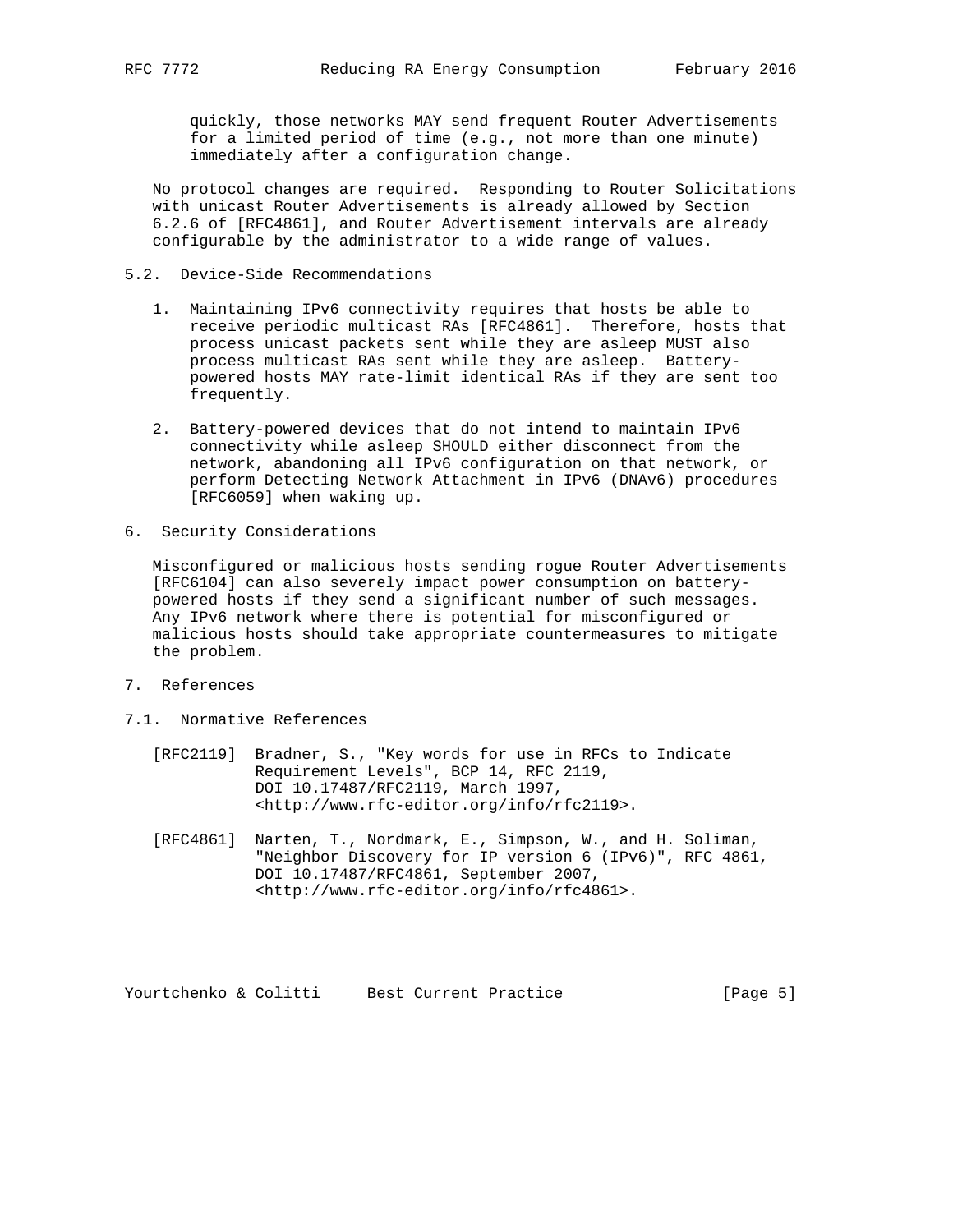quickly, those networks MAY send frequent Router Advertisements for a limited period of time (e.g., not more than one minute) immediately after a configuration change.

No protocol changes are required. Responding to Router Solicitations with unicast Router Advertisements is already allowed by Section 6.2.6 of [RFC4861], and Router Advertisement intervals are already configurable by the administrator to a wide range of values.

## 5.2. Device-Side Recommendations

1. Maintaining IPv6 connectivity requires that hosts be able to receive periodic multicast RAs [RFC4861]. Therefore, hosts that process unicast packets sent while they are asleep MUST also process multicast RAs sent while they are asleep. Battery-powered hosts MAY rate-limit identical RAs if they are sent too frequently.

2. Battery-powered devices that do not intend to maintain IPv6 connectivity while asleep SHOULD either disconnect from the network, abandoning all IPv6 configuration on that network, or perform Detecting Network Attachment in IPv6 (DNAv6) procedures [RFC6059] when waking up.

# 6. Security Considerations

Misconfigured or malicious hosts sending rogue Router Advertisements [RFC6104] can also severely impact power consumption on battery-powered hosts if they send a significant number of such messages. Any IPv6 network where there is potential for misconfigured or malicious hosts should take appropriate countermeasures to mitigate the problem.

# 7. References

## 7.1. Normative References

[RFC2119] Bradner, S., "Key words for use in RFCs to Indicate Requirement Levels", BCP 14, RFC 2119, DOI 10.17487/RFC2119, March 1997, <http://www.rfc-editor.org/info/rfc2119>.

[RFC4861] Narten, T., Nordmark, E., Simpson, W., and H. Soliman, "Neighbor Discovery for IP version 6 (IPv6)", RFC 4861, DOI 10.17487/RFC4861, September 2007, <http://www.rfc-editor.org/info/rfc4861>.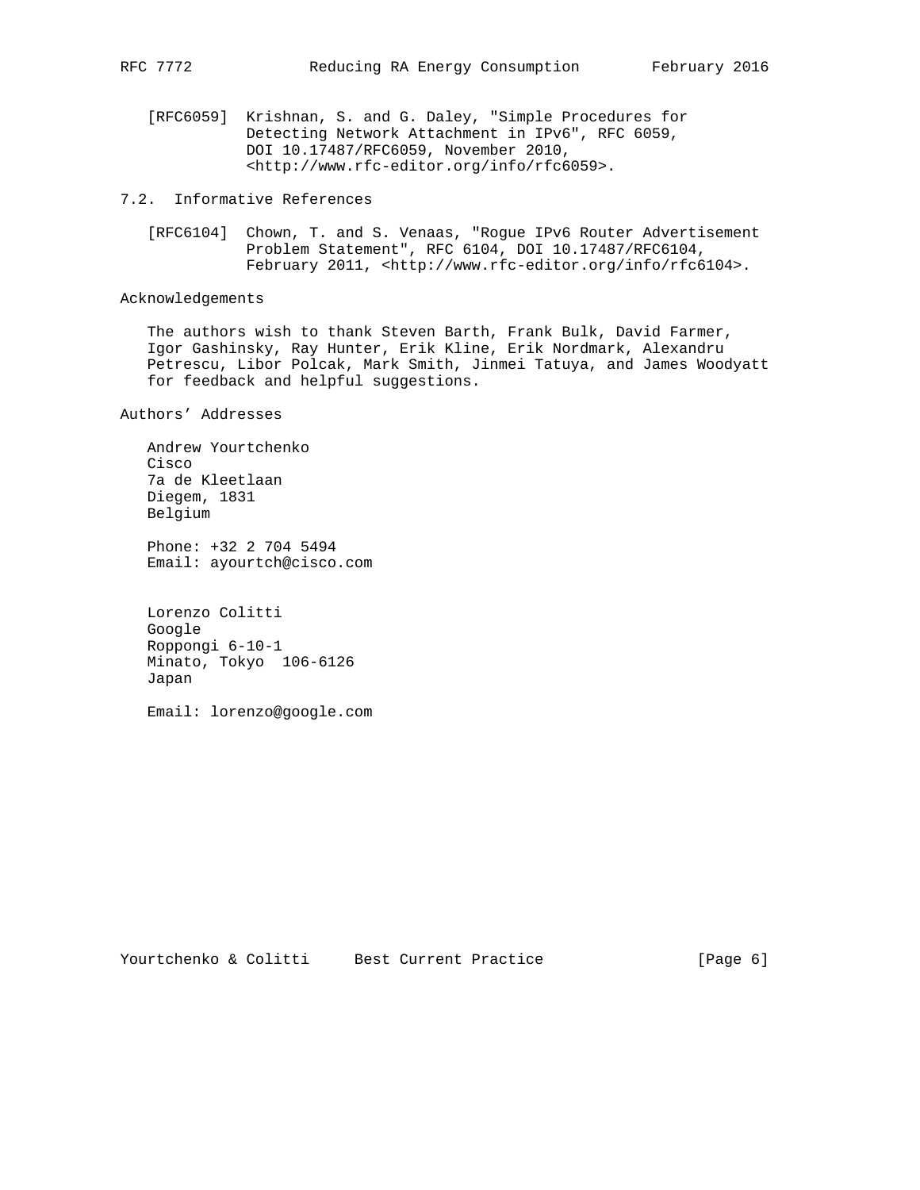[RFC6059] Krishnan, S. and G. Daley, "Simple Procedures for Detecting Network Attachment in IPv6", RFC 6059, DOI 10.17487/RFC6059, November 2010, <http://www.rfc-editor.org/info/rfc6059>.

### 7.2. Informative References

[RFC6104] Chown, T. and S. Venaas, "Rogue IPv6 Router Advertisement Problem Statement", RFC 6104, DOI 10.17487/RFC6104, February 2011, <http://www.rfc-editor.org/info/rfc6104>.

## Acknowledgements

The authors wish to thank Steven Barth, Frank Bulk, David Farmer, Igor Gashinsky, Ray Hunter, Erik Kline, Erik Nordmark, Alexandru Petrescu, Libor Polcak, Mark Smith, Jinmei Tatuya, and James Woodyatt for feedback and helpful suggestions.

## Authors' Addresses

Andrew Yourtchenko
Cisco
7a de Kleetlaan
Diegem, 1831
Belgium

Phone: +32 2 704 5494
Email: ayourtch@cisco.com

Lorenzo Colitti
Google
Roppongi 6-10-1
Minato, Tokyo 106-6126
Japan

Email: lorenzo@google.com